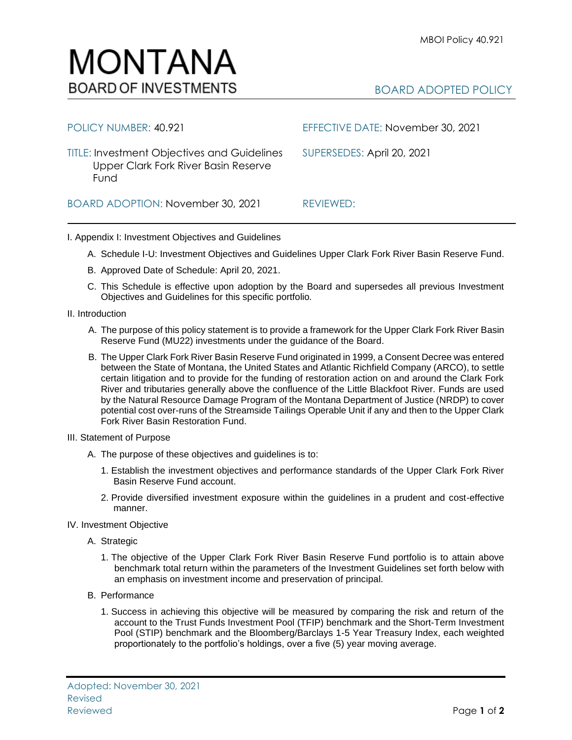# MONTANA
## BOARD OF INVESTMENTS

BOARD ADOPTED POLICY

| | |
|---|---|
| POLICY NUMBER: 40.921 | EFFECTIVE DATE: November 30, 2021 |
| TITLE: Investment Objectives and Guidelines Upper Clark Fork River Basin Reserve Fund | SUPERSEDES: April 20, 2021 |
| BOARD ADOPTION: November 30, 2021 | REVIEWED: |

I. Appendix I: Investment Objectives and Guidelines

A. Schedule I-U: Investment Objectives and Guidelines Upper Clark Fork River Basin Reserve Fund.

B. Approved Date of Schedule: April 20, 2021.

C. This Schedule is effective upon adoption by the Board and supersedes all previous Investment Objectives and Guidelines for this specific portfolio.

II. Introduction

A. The purpose of this policy statement is to provide a framework for the Upper Clark Fork River Basin Reserve Fund (MU22) investments under the guidance of the Board.

B. The Upper Clark Fork River Basin Reserve Fund originated in 1999, a Consent Decree was entered between the State of Montana, the United States and Atlantic Richfield Company (ARCO), to settle certain litigation and to provide for the funding of restoration action on and around the Clark Fork River and tributaries generally above the confluence of the Little Blackfoot River. Funds are used by the Natural Resource Damage Program of the Montana Department of Justice (NRDP) to cover potential cost over-runs of the Streamside Tailings Operable Unit if any and then to the Upper Clark Fork River Basin Restoration Fund.

III. Statement of Purpose

A. The purpose of these objectives and guidelines is to:

1. Establish the investment objectives and performance standards of the Upper Clark Fork River Basin Reserve Fund account.

2. Provide diversified investment exposure within the guidelines in a prudent and cost-effective manner.

IV. Investment Objective

A. Strategic

1. The objective of the Upper Clark Fork River Basin Reserve Fund portfolio is to attain above benchmark total return within the parameters of the Investment Guidelines set forth below with an emphasis on investment income and preservation of principal.

B. Performance

1. Success in achieving this objective will be measured by comparing the risk and return of the account to the Trust Funds Investment Pool (TFIP) benchmark and the Short-Term Investment Pool (STIP) benchmark and the Bloomberg/Barclays 1-5 Year Treasury Index, each weighted proportionately to the portfolio's holdings, over a five (5) year moving average.

Adopted: November 30, 2021
Revised
Reviewed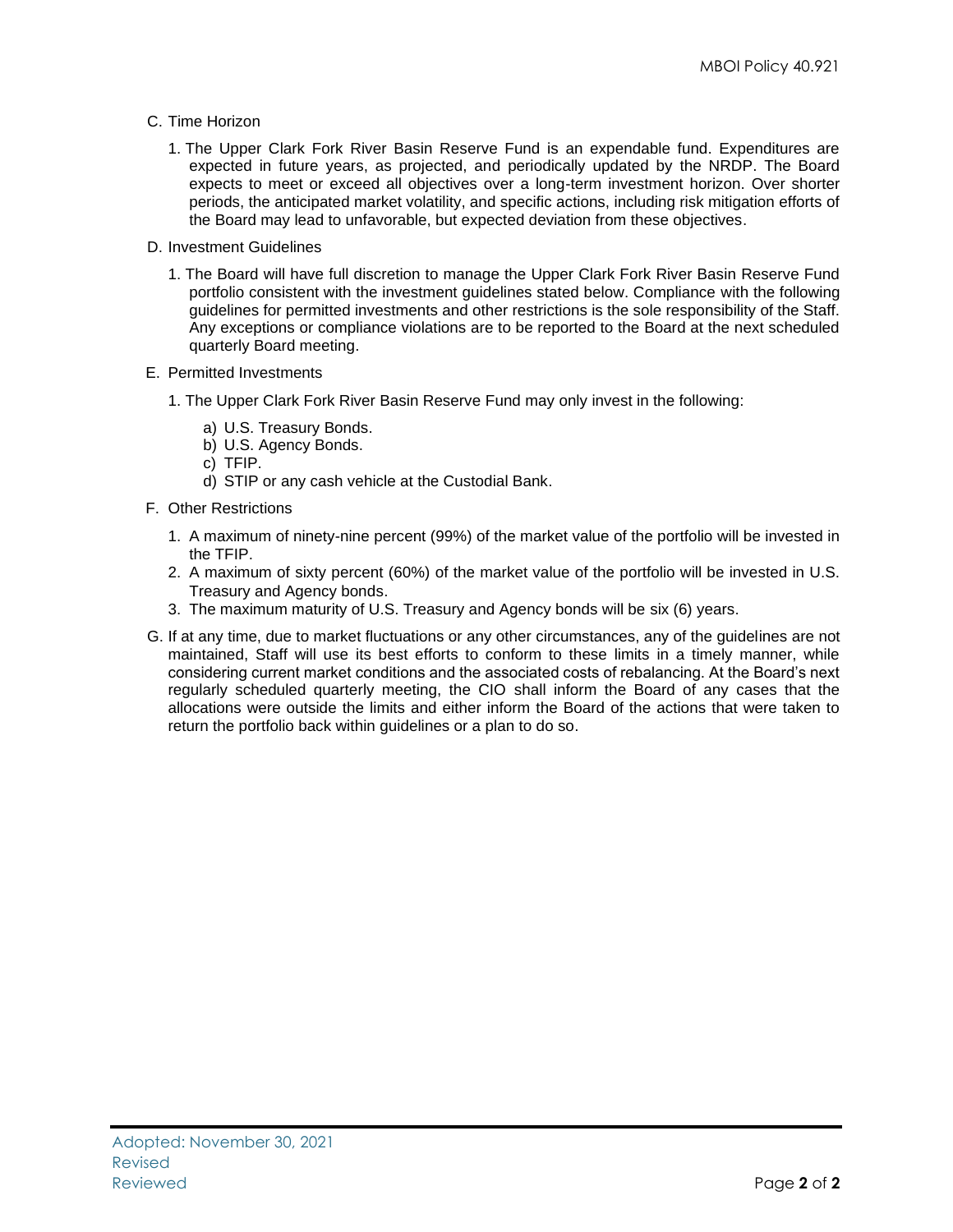C. Time Horizon

1. The Upper Clark Fork River Basin Reserve Fund is an expendable fund. Expenditures are expected in future years, as projected, and periodically updated by the NRDP. The Board expects to meet or exceed all objectives over a long-term investment horizon. Over shorter periods, the anticipated market volatility, and specific actions, including risk mitigation efforts of the Board may lead to unfavorable, but expected deviation from these objectives.

D. Investment Guidelines

1. The Board will have full discretion to manage the Upper Clark Fork River Basin Reserve Fund portfolio consistent with the investment guidelines stated below. Compliance with the following guidelines for permitted investments and other restrictions is the sole responsibility of the Staff. Any exceptions or compliance violations are to be reported to the Board at the next scheduled quarterly Board meeting.

E. Permitted Investments

1. The Upper Clark Fork River Basin Reserve Fund may only invest in the following:

   a) U.S. Treasury Bonds.
   b) U.S. Agency Bonds.
   c) TFIP.
   d) STIP or any cash vehicle at the Custodial Bank.

F. Other Restrictions

1. A maximum of ninety-nine percent (99%) of the market value of the portfolio will be invested in the TFIP.
2. A maximum of sixty percent (60%) of the market value of the portfolio will be invested in U.S. Treasury and Agency bonds.
3. The maximum maturity of U.S. Treasury and Agency bonds will be six (6) years.

G. If at any time, due to market fluctuations or any other circumstances, any of the guidelines are not maintained, Staff will use its best efforts to conform to these limits in a timely manner, while considering current market conditions and the associated costs of rebalancing. At the Board's next regularly scheduled quarterly meeting, the CIO shall inform the Board of any cases that the allocations were outside the limits and either inform the Board of the actions that were taken to return the portfolio back within guidelines or a plan to do so.

Adopted: November 30, 2021
Revised
Reviewed